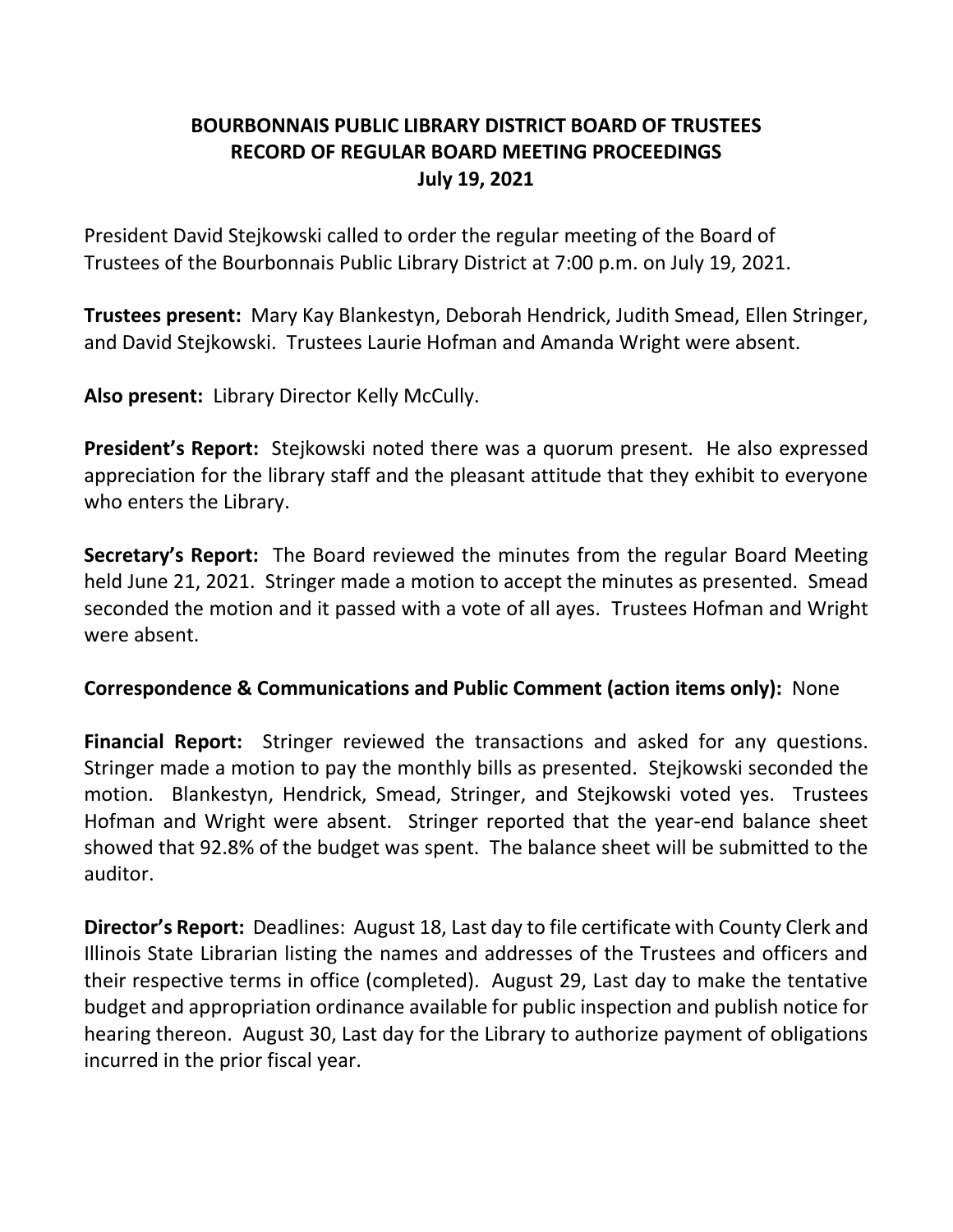# BOURBONNAIS PUBLIC LIBRARY DISTRICT BOARD OF TRUSTEES
## RECORD OF REGULAR BOARD MEETING PROCEEDINGS
### July 19, 2021

President David Stejkowski called to order the regular meeting of the Board of Trustees of the Bourbonnais Public Library District at 7:00 p.m. on July 19, 2021.

**Trustees present:** Mary Kay Blankestyn, Deborah Hendrick, Judith Smead, Ellen Stringer, and David Stejkowski. Trustees Laurie Hofman and Amanda Wright were absent.

**Also present:** Library Director Kelly McCully.

**President's Report:** Stejkowski noted there was a quorum present. He also expressed appreciation for the library staff and the pleasant attitude that they exhibit to everyone who enters the Library.

**Secretary's Report:** The Board reviewed the minutes from the regular Board Meeting held June 21, 2021. Stringer made a motion to accept the minutes as presented. Smead seconded the motion and it passed with a vote of all ayes. Trustees Hofman and Wright were absent.

**Correspondence & Communications and Public Comment (action items only):** None

**Financial Report:** Stringer reviewed the transactions and asked for any questions. Stringer made a motion to pay the monthly bills as presented. Stejkowski seconded the motion. Blankestyn, Hendrick, Smead, Stringer, and Stejkowski voted yes. Trustees Hofman and Wright were absent. Stringer reported that the year-end balance sheet showed that 92.8% of the budget was spent. The balance sheet will be submitted to the auditor.

**Director's Report:** Deadlines: August 18, Last day to file certificate with County Clerk and Illinois State Librarian listing the names and addresses of the Trustees and officers and their respective terms in office (completed). August 29, Last day to make the tentative budget and appropriation ordinance available for public inspection and publish notice for hearing thereon. August 30, Last day for the Library to authorize payment of obligations incurred in the prior fiscal year.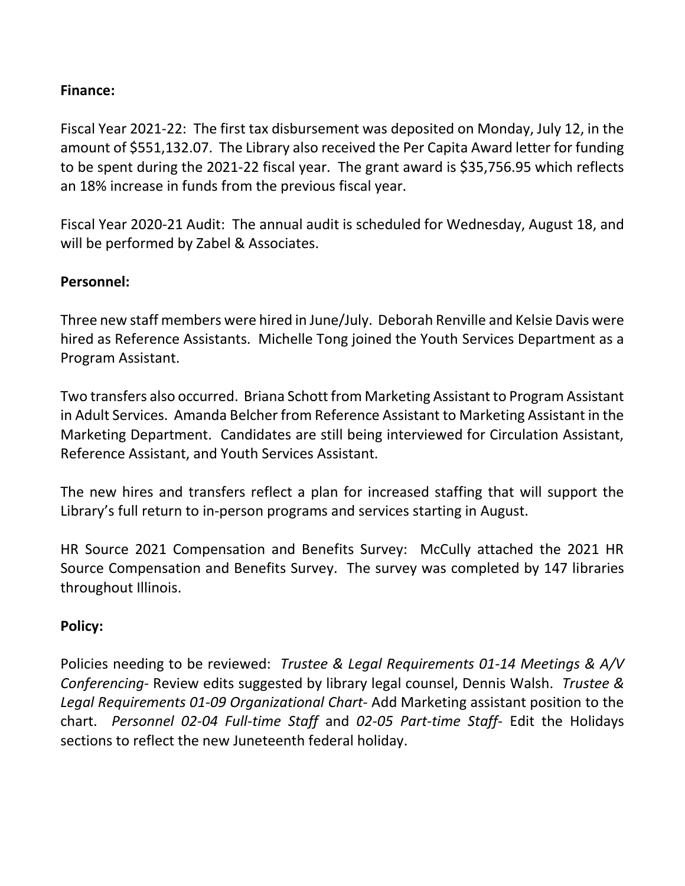**Finance:**

Fiscal Year 2021-22: The first tax disbursement was deposited on Monday, July 12, in the amount of $551,132.07. The Library also received the Per Capita Award letter for funding to be spent during the 2021-22 fiscal year. The grant award is $35,756.95 which reflects an 18% increase in funds from the previous fiscal year.

Fiscal Year 2020-21 Audit: The annual audit is scheduled for Wednesday, August 18, and will be performed by Zabel & Associates.

**Personnel:**

Three new staff members were hired in June/July. Deborah Renville and Kelsie Davis were hired as Reference Assistants. Michelle Tong joined the Youth Services Department as a Program Assistant.

Two transfers also occurred. Briana Schott from Marketing Assistant to Program Assistant in Adult Services. Amanda Belcher from Reference Assistant to Marketing Assistant in the Marketing Department. Candidates are still being interviewed for Circulation Assistant, Reference Assistant, and Youth Services Assistant.

The new hires and transfers reflect a plan for increased staffing that will support the Library's full return to in-person programs and services starting in August.

HR Source 2021 Compensation and Benefits Survey: McCully attached the 2021 HR Source Compensation and Benefits Survey. The survey was completed by 147 libraries throughout Illinois.

**Policy:**

Policies needing to be reviewed: *Trustee & Legal Requirements 01-14 Meetings & A/V Conferencing*- Review edits suggested by library legal counsel, Dennis Walsh. *Trustee & Legal Requirements 01-09 Organizational Chart*- Add Marketing assistant position to the chart. *Personnel 02-04 Full-time Staff* and *02-05 Part-time Staff*- Edit the Holidays sections to reflect the new Juneteenth federal holiday.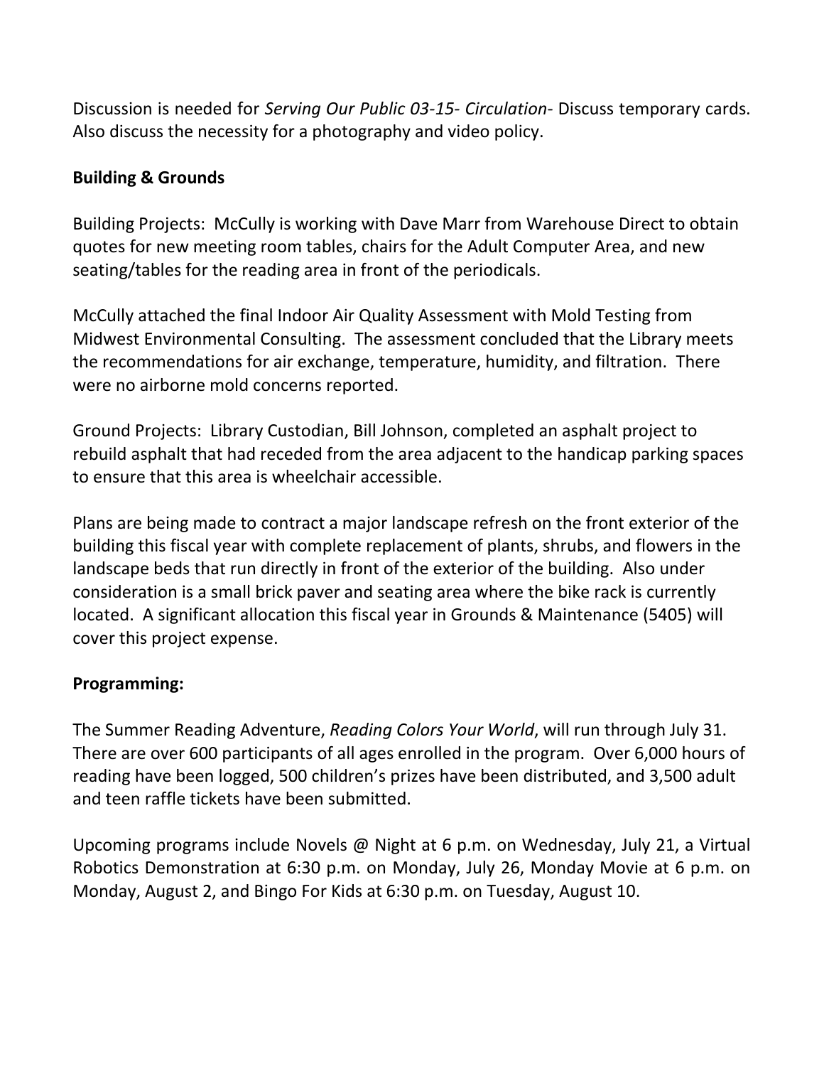Discussion is needed for *Serving Our Public 03-15- Circulation*- Discuss temporary cards. Also discuss the necessity for a photography and video policy.

**Building & Grounds**

Building Projects: McCully is working with Dave Marr from Warehouse Direct to obtain quotes for new meeting room tables, chairs for the Adult Computer Area, and new seating/tables for the reading area in front of the periodicals.

McCully attached the final Indoor Air Quality Assessment with Mold Testing from Midwest Environmental Consulting. The assessment concluded that the Library meets the recommendations for air exchange, temperature, humidity, and filtration. There were no airborne mold concerns reported.

Ground Projects: Library Custodian, Bill Johnson, completed an asphalt project to rebuild asphalt that had receded from the area adjacent to the handicap parking spaces to ensure that this area is wheelchair accessible.

Plans are being made to contract a major landscape refresh on the front exterior of the building this fiscal year with complete replacement of plants, shrubs, and flowers in the landscape beds that run directly in front of the exterior of the building. Also under consideration is a small brick paver and seating area where the bike rack is currently located. A significant allocation this fiscal year in Grounds & Maintenance (5405) will cover this project expense.

**Programming:**

The Summer Reading Adventure, *Reading Colors Your World*, will run through July 31. There are over 600 participants of all ages enrolled in the program. Over 6,000 hours of reading have been logged, 500 children's prizes have been distributed, and 3,500 adult and teen raffle tickets have been submitted.

Upcoming programs include Novels @ Night at 6 p.m. on Wednesday, July 21, a Virtual Robotics Demonstration at 6:30 p.m. on Monday, July 26, Monday Movie at 6 p.m. on Monday, August 2, and Bingo For Kids at 6:30 p.m. on Tuesday, August 10.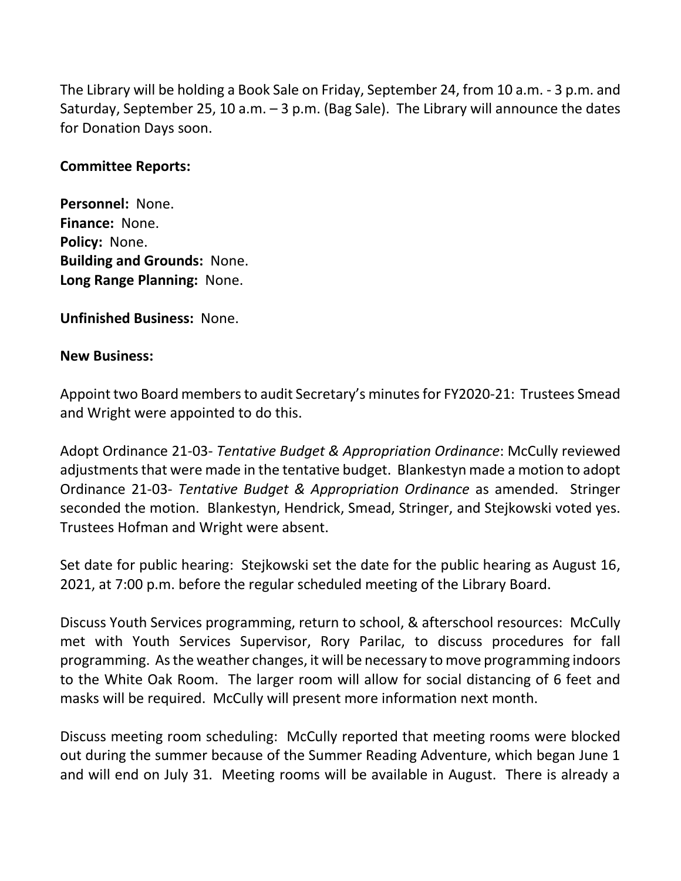The Library will be holding a Book Sale on Friday, September 24, from 10 a.m. - 3 p.m. and Saturday, September 25, 10 a.m. – 3 p.m. (Bag Sale). The Library will announce the dates for Donation Days soon.

**Committee Reports:**

**Personnel:** None.
**Finance:** None.
**Policy:** None.
**Building and Grounds:** None.
**Long Range Planning:** None.

**Unfinished Business:** None.

**New Business:**

Appoint two Board members to audit Secretary's minutes for FY2020-21: Trustees Smead and Wright were appointed to do this.

Adopt Ordinance 21-03- *Tentative Budget & Appropriation Ordinance*: McCully reviewed adjustments that were made in the tentative budget. Blankestyn made a motion to adopt Ordinance 21-03- *Tentative Budget & Appropriation Ordinance* as amended. Stringer seconded the motion. Blankestyn, Hendrick, Smead, Stringer, and Stejkowski voted yes. Trustees Hofman and Wright were absent.

Set date for public hearing: Stejkowski set the date for the public hearing as August 16, 2021, at 7:00 p.m. before the regular scheduled meeting of the Library Board.

Discuss Youth Services programming, return to school, & afterschool resources: McCully met with Youth Services Supervisor, Rory Parilac, to discuss procedures for fall programming. As the weather changes, it will be necessary to move programming indoors to the White Oak Room. The larger room will allow for social distancing of 6 feet and masks will be required. McCully will present more information next month.

Discuss meeting room scheduling: McCully reported that meeting rooms were blocked out during the summer because of the Summer Reading Adventure, which began June 1 and will end on July 31. Meeting rooms will be available in August. There is already a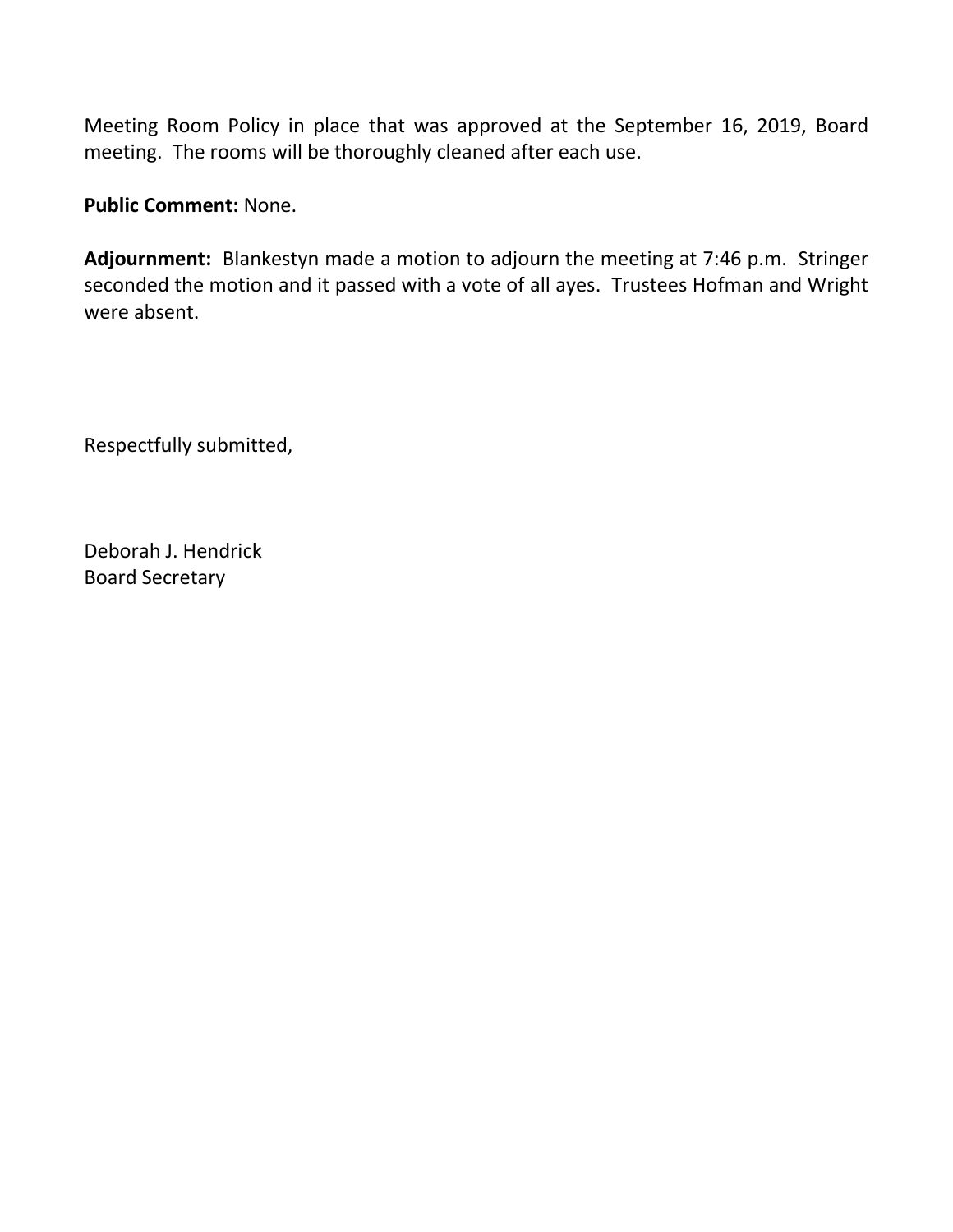Meeting Room Policy in place that was approved at the September 16, 2019, Board meeting. The rooms will be thoroughly cleaned after each use.

**Public Comment:** None.

**Adjournment:** Blankestyn made a motion to adjourn the meeting at 7:46 p.m. Stringer seconded the motion and it passed with a vote of all ayes. Trustees Hofman and Wright were absent.

Respectfully submitted,

Deborah J. Hendrick
Board Secretary